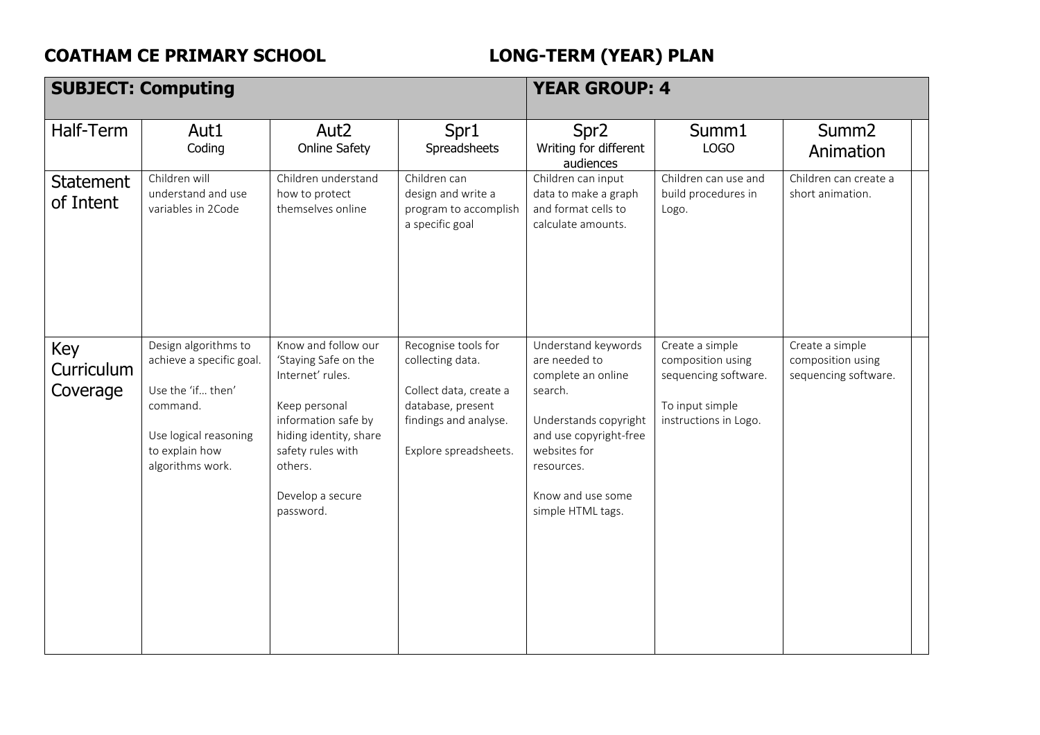**COATHAM CE PRIMARY SCHOOL** **LONG-TERM (YEAR) PLAN**

| **SUBJECT: Computing** | | | | **YEAR GROUP: 4** | | |
|---|---|---|---|---|---|---|
| Half-Term | Aut1<br>Coding | Aut2<br>Online Safety | Spr1<br>Spreadsheets | Spr2<br>Writing for different audiences | Summ1<br>LOGO | Summ2<br>Animation |
| Statement of Intent | Children will understand and use variables in 2Code | Children understand how to protect themselves online | Children can design and write a program to accomplish a specific goal | Children can input data to make a graph and format cells to calculate amounts. | Children can use and build procedures in Logo. | Children can create a short animation. |
| Key Curriculum Coverage | Design algorithms to achieve a specific goal.<br><br>Use the 'if… then' command.<br><br>Use logical reasoning to explain how algorithms work. | Know and follow our 'Staying Safe on the Internet' rules.<br><br>Keep personal information safe by hiding identity, share safety rules with others.<br><br>Develop a secure password. | Recognise tools for collecting data.<br><br>Collect data, create a database, present findings and analyse.<br><br>Explore spreadsheets. | Understand keywords are needed to complete an online search.<br><br>Understands copyright and use copyright-free websites for resources.<br><br>Know and use some simple HTML tags. | Create a simple composition using sequencing software.<br><br>To input simple instructions in Logo. | Create a simple composition using sequencing software. |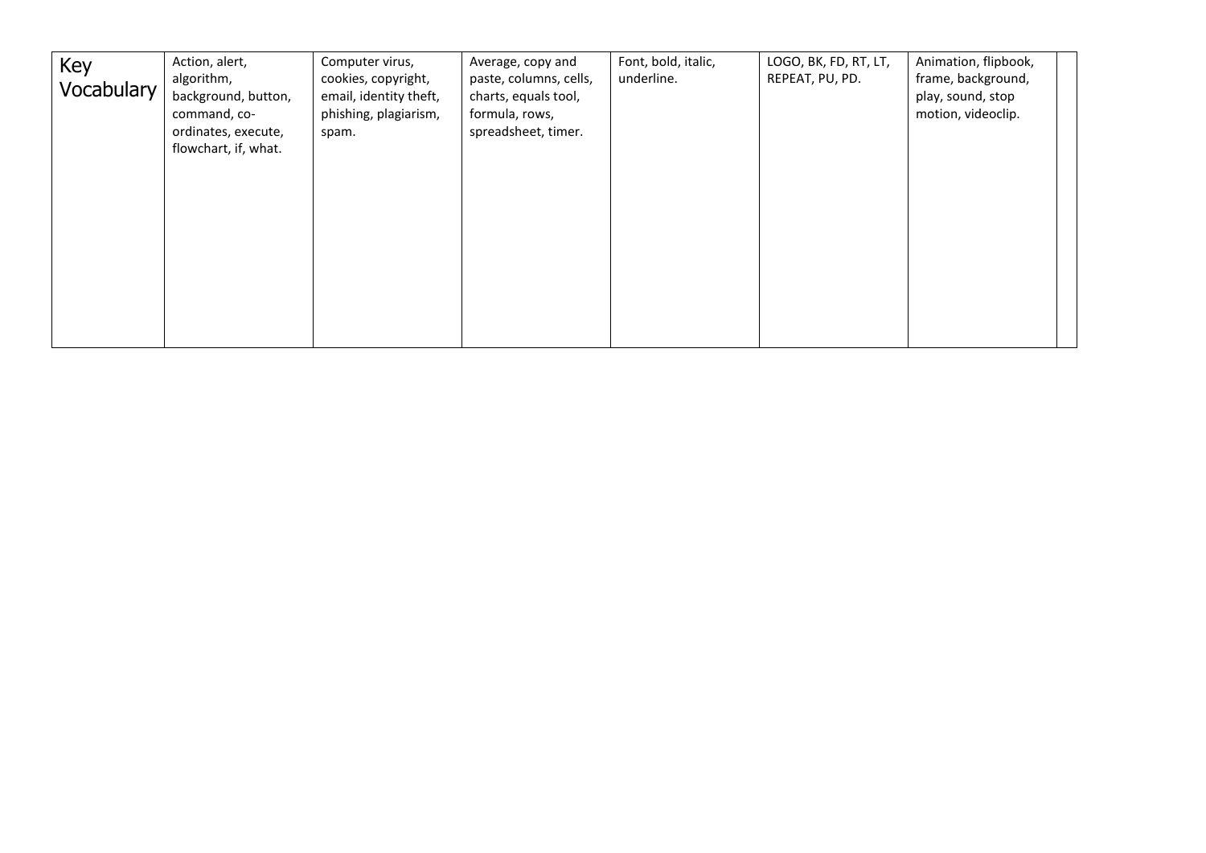| | | | | | | | |
|---|---|---|---|---|---|---|---|
| Key Vocabulary | Action, alert, algorithm, background, button, command, co-ordinates, execute, flowchart, if, what. | Computer virus, cookies, copyright, email, identity theft, phishing, plagiarism, spam. | Average, copy and paste, columns, cells, charts, equals tool, formula, rows, spreadsheet, timer. | Font, bold, italic, underline. | LOGO, BK, FD, RT, LT, REPEAT, PU, PD. | Animation, flipbook, frame, background, play, sound, stop motion, videoclip. | |